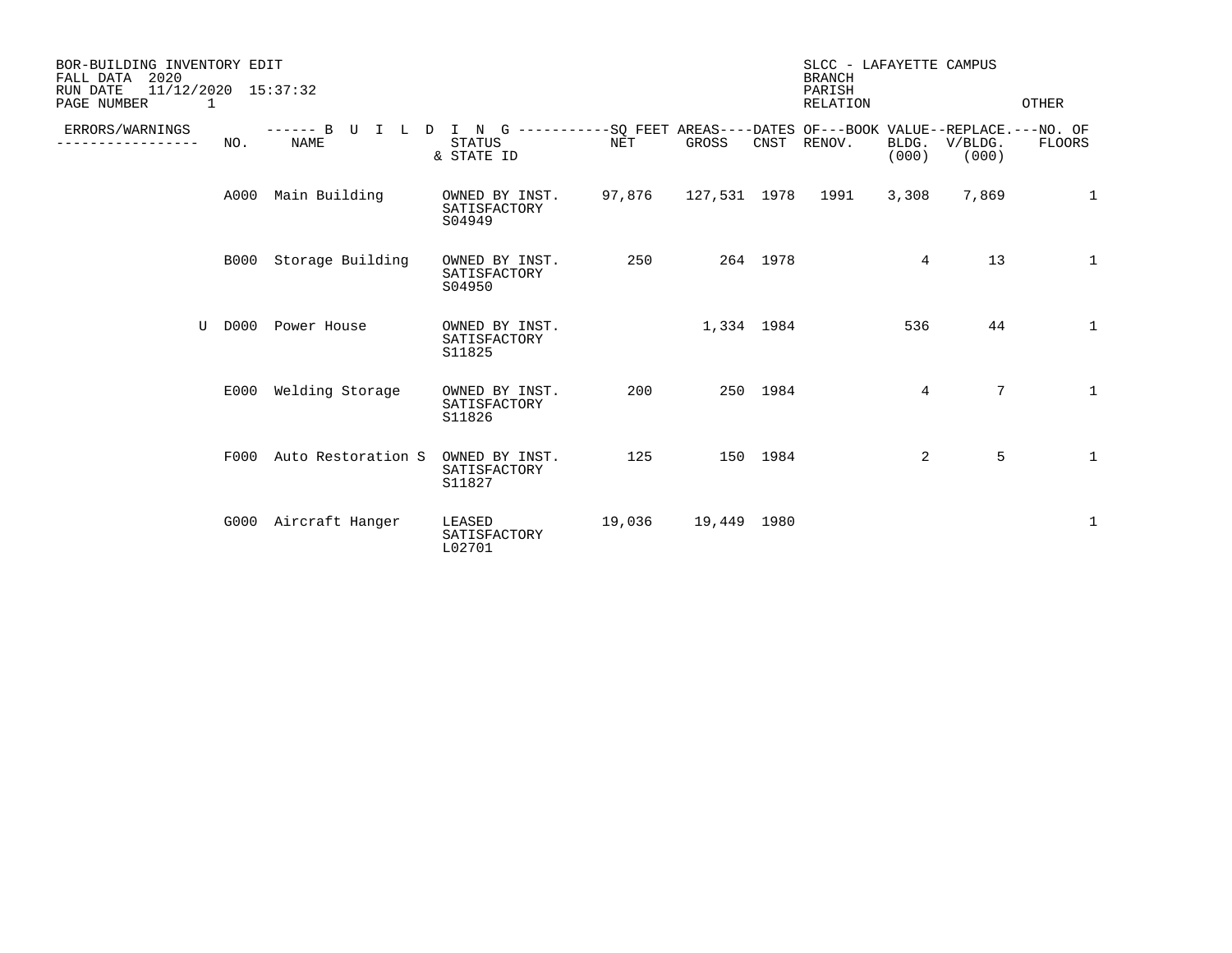BOR-BUILDING INVENTORY EDIT
FALL DATA 2020
RUN DATE 11/12/2020 15:37:32
PAGE NUMBER 1

SLCC - LAFAYETTE CAMPUS
BRANCH
PARISH
RELATION OTHER

| ERRORS/WARNINGS | NO. | NAME | STATUS & STATE ID | NET | GROSS | CNST | RENOV. | BLDG. (000) | REPLACE. V/BLDG. (000) | NO. OF FLOORS |
|---|---|---|---|---|---|---|---|---|---|---|
| | A000 | Main Building | OWNED BY INST. SATISFACTORY S04949 | 97,876 | 127,531 | 1978 | 1991 | 3,308 | 7,869 | 1 |
| | B000 | Storage Building | OWNED BY INST. SATISFACTORY S04950 | 250 | 264 | 1978 | | 4 | 13 | 1 |
| U | D000 | Power House | OWNED BY INST. SATISFACTORY S11825 | | 1,334 | 1984 | | 536 | 44 | 1 |
| | E000 | Welding Storage | OWNED BY INST. SATISFACTORY S11826 | 200 | 250 | 1984 | | 4 | 7 | 1 |
| | F000 | Auto Restoration S | OWNED BY INST. SATISFACTORY S11827 | 125 | 150 | 1984 | | 2 | 5 | 1 |
| | G000 | Aircraft Hanger | LEASED SATISFACTORY L02701 | 19,036 | 19,449 | 1980 | | | | 1 |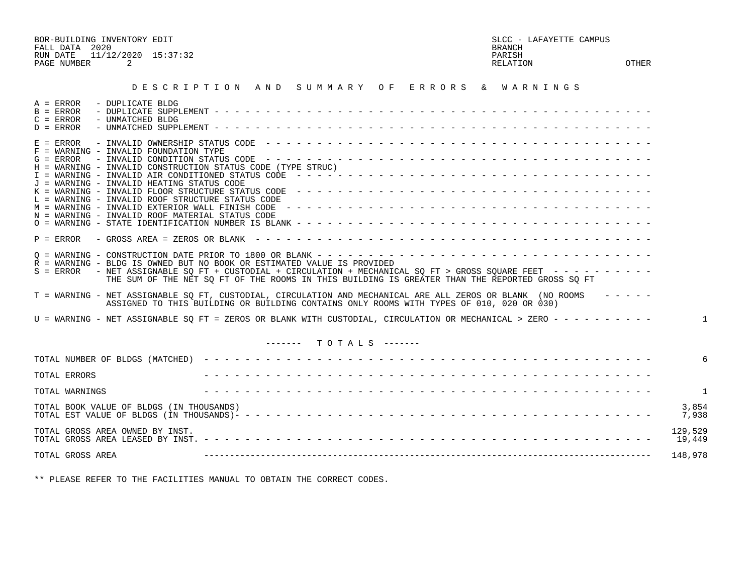BOR-BUILDING INVENTORY EDIT
FALL DATA 2020
RUN DATE 11/12/2020 15:37:32
PAGE NUMBER 2

SLCC - LAFAYETTE CAMPUS
BRANCH
PARISH
RELATION OTHER

## D E S C R I P T I O N   A N D   S U M M A R Y   O F   E R R O R S   &   W A R N I N G S

| Code | Description | Count |
|---|---|---|
| A = ERROR | DUPLICATE BLDG | |
| B = ERROR | DUPLICATE SUPPLEMENT | |
| C = ERROR | UNMATCHED BLDG | |
| D = ERROR | UNMATCHED SUPPLEMENT | |
| E = ERROR | INVALID OWNERSHIP STATUS CODE | |
| F = WARNING | INVALID FOUNDATION TYPE | |
| G = ERROR | INVALID CONDITION STATUS CODE | |
| H = WARNING | INVALID CONSTRUCTION STATUS CODE (TYPE STRUC) | |
| I = WARNING | INVALID AIR CONDITIONED STATUS CODE | |
| J = WARNING | INVALID HEATING STATUS CODE | |
| K = WARNING | INVALID FLOOR STRUCTURE STATUS CODE | |
| L = WARNING | INVALID ROOF STRUCTURE STATUS CODE | |
| M = WARNING | INVALID EXTERIOR WALL FINISH CODE | |
| N = WARNING | INVALID ROOF MATERIAL STATUS CODE | |
| O = WARNING | STATE IDENTIFICATION NUMBER IS BLANK | |
| P = ERROR | GROSS AREA = ZEROS OR BLANK | |
| Q = WARNING | CONSTRUCTION DATE PRIOR TO 1800 OR BLANK | |
| R = WARNING | BLDG IS OWNED BUT NO BOOK OR ESTIMATED VALUE IS PROVIDED | |
| S = ERROR | NET ASSIGNABLE SQ FT + CUSTODIAL + CIRCULATION + MECHANICAL SQ FT > GROSS SQUARE FEET<br>THE SUM OF THE NET SQ FT OF THE ROOMS IN THIS BUILDING IS GREATER THAN THE REPORTED GROSS SQ FT | |
| T = WARNING | NET ASSIGNABLE SQ FT, CUSTODIAL, CIRCULATION AND MECHANICAL ARE ALL ZEROS OR BLANK (NO ROOMS ASSIGNED TO THIS BUILDING OR BUILDING CONTAINS ONLY ROOMS WITH TYPES OF 010, 020 OR 030) | |
| U = WARNING | NET ASSIGNABLE SQ FT = ZEROS OR BLANK WITH CUSTODIAL, CIRCULATION OR MECHANICAL > ZERO | 1 |

## ------- T O T A L S -------

| | |
|---|---|
| TOTAL NUMBER OF BLDGS (MATCHED) | 6 |
| TOTAL ERRORS | |
| TOTAL WARNINGS | 1 |
| TOTAL BOOK VALUE OF BLDGS (IN THOUSANDS) | 3,854 |
| TOTAL EST VALUE OF BLDGS (IN THOUSANDS) | 7,938 |
| TOTAL GROSS AREA OWNED BY INST. | 129,529 |
| TOTAL GROSS AREA LEASED BY INST. | 19,449 |
| TOTAL GROSS AREA | 148,978 |

** PLEASE REFER TO THE FACILITIES MANUAL TO OBTAIN THE CORRECT CODES.